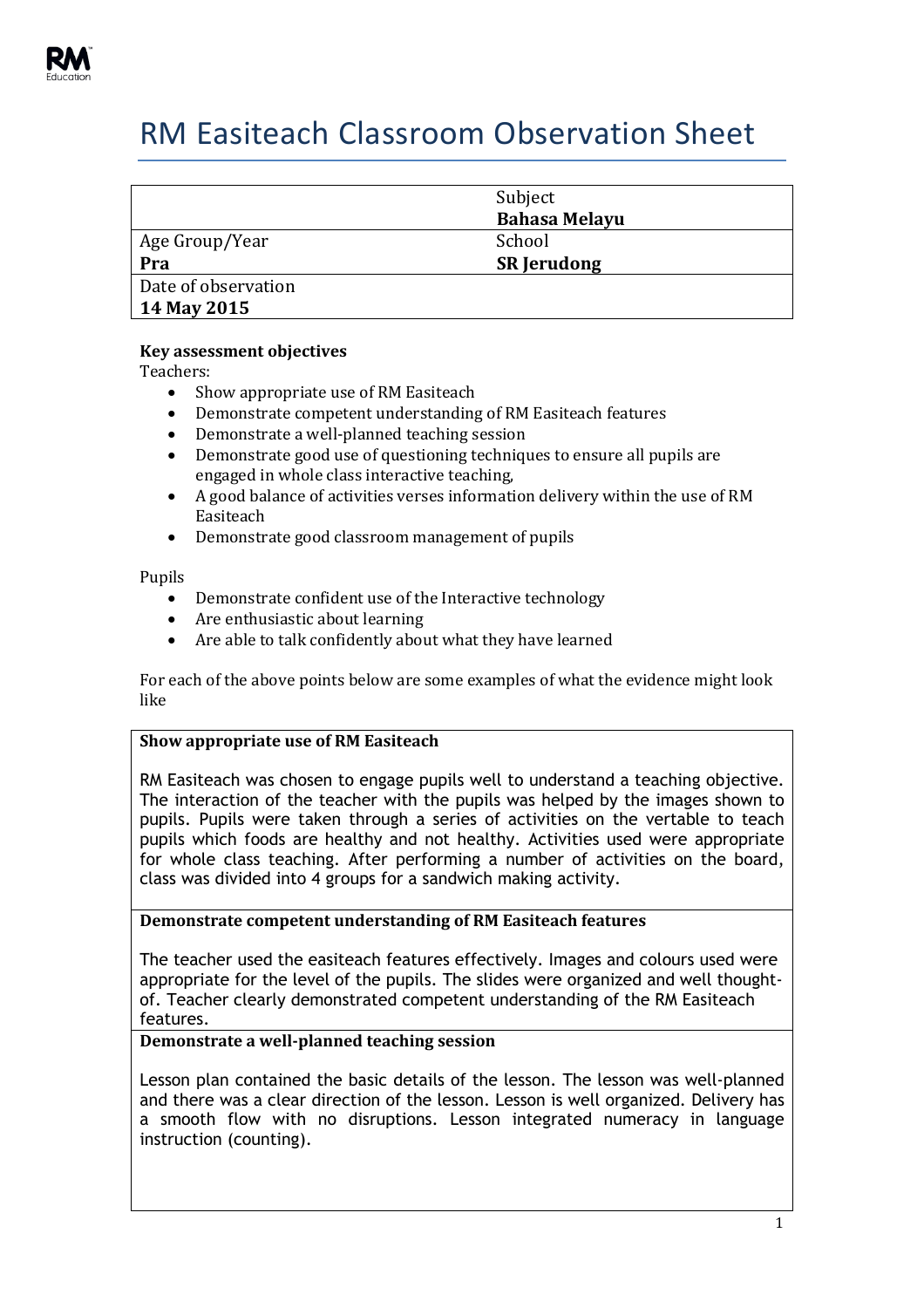# RM Easiteach Classroom Observation Sheet

| | |
|---|---|
| | Subject<br>**Bahasa Melayu** |
| Age Group/Year<br>**Pra** | School<br>**SR Jerudong** |
| Date of observation<br>**14 May 2015** | |

**Key assessment objectives**

Teachers:

- Show appropriate use of RM Easiteach
- Demonstrate competent understanding of RM Easiteach features
- Demonstrate a well-planned teaching session
- Demonstrate good use of questioning techniques to ensure all pupils are engaged in whole class interactive teaching,
- A good balance of activities verses information delivery within the use of RM Easiteach
- Demonstrate good classroom management of pupils

Pupils

- Demonstrate confident use of the Interactive technology
- Are enthusiastic about learning
- Are able to talk confidently about what they have learned

For each of the above points below are some examples of what the evidence might look like

**Show appropriate use of RM Easiteach**

RM Easiteach was chosen to engage pupils well to understand a teaching objective. The interaction of the teacher with the pupils was helped by the images shown to pupils. Pupils were taken through a series of activities on the vertable to teach pupils which foods are healthy and not healthy. Activities used were appropriate for whole class teaching. After performing a number of activities on the board, class was divided into 4 groups for a sandwich making activity.

**Demonstrate competent understanding of RM Easiteach features**

The teacher used the easiteach features effectively. Images and colours used were appropriate for the level of the pupils. The slides were organized and well thought-of. Teacher clearly demonstrated competent understanding of the RM Easiteach features.

**Demonstrate a well-planned teaching session**

Lesson plan contained the basic details of the lesson. The lesson was well-planned and there was a clear direction of the lesson. Lesson is well organized. Delivery has a smooth flow with no disruptions. Lesson integrated numeracy in language instruction (counting).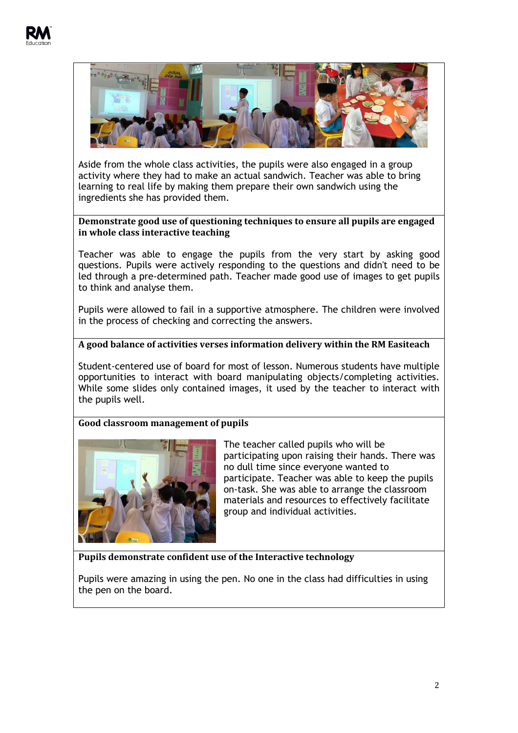Aside from the whole class activities, the pupils were also engaged in a group activity where they had to make an actual sandwich. Teacher was able to bring learning to real life by making them prepare their own sandwich using the ingredients she has provided them.

**Demonstrate good use of questioning techniques to ensure all pupils are engaged in whole class interactive teaching**

Teacher was able to engage the pupils from the very start by asking good questions. Pupils were actively responding to the questions and didn't need to be led through a pre-determined path. Teacher made good use of images to get pupils to think and analyse them.

Pupils were allowed to fail in a supportive atmosphere. The children were involved in the process of checking and correcting the answers.

**A good balance of activities verses information delivery within the RM Easiteach**

Student-centered use of board for most of lesson. Numerous students have multiple opportunities to interact with board manipulating objects/completing activities. While some slides only contained images, it used by the teacher to interact with the pupils well.

**Good classroom management of pupils**

The teacher called pupils who will be participating upon raising their hands. There was no dull time since everyone wanted to participate. Teacher was able to keep the pupils on-task. She was able to arrange the classroom materials and resources to effectively facilitate group and individual activities.

**Pupils demonstrate confident use of the Interactive technology**

Pupils were amazing in using the pen. No one in the class had difficulties in using the pen on the board.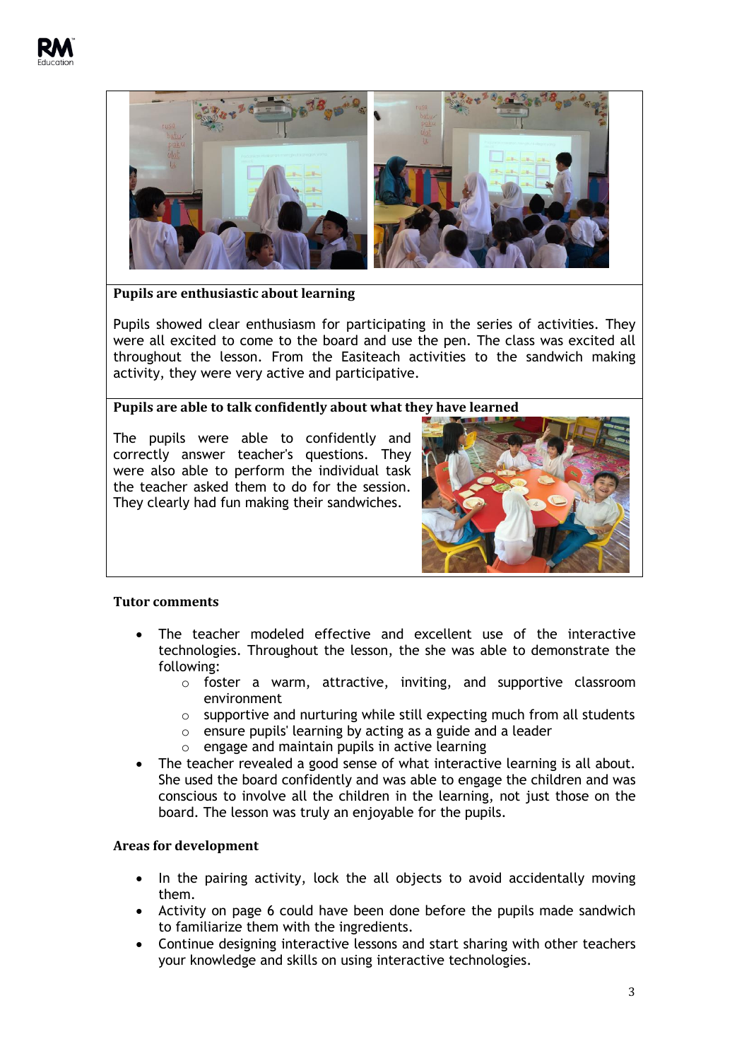**Pupils are enthusiastic about learning**

Pupils showed clear enthusiasm for participating in the series of activities. They were all excited to come to the board and use the pen. The class was excited all throughout the lesson. From the Easiteach activities to the sandwich making activity, they were very active and participative.

**Pupils are able to talk confidently about what they have learned**

The pupils were able to confidently and correctly answer teacher's questions. They were also able to perform the individual task the teacher asked them to do for the session. They clearly had fun making their sandwiches.

**Tutor comments**

- The teacher modeled effective and excellent use of the interactive technologies. Throughout the lesson, the she was able to demonstrate the following:
  - foster a warm, attractive, inviting, and supportive classroom environment
  - supportive and nurturing while still expecting much from all students
  - ensure pupils' learning by acting as a guide and a leader
  - engage and maintain pupils in active learning
- The teacher revealed a good sense of what interactive learning is all about. She used the board confidently and was able to engage the children and was conscious to involve all the children in the learning, not just those on the board. The lesson was truly an enjoyable for the pupils.

**Areas for development**

- In the pairing activity, lock the all objects to avoid accidentally moving them.
- Activity on page 6 could have been done before the pupils made sandwich to familiarize them with the ingredients.
- Continue designing interactive lessons and start sharing with other teachers your knowledge and skills on using interactive technologies.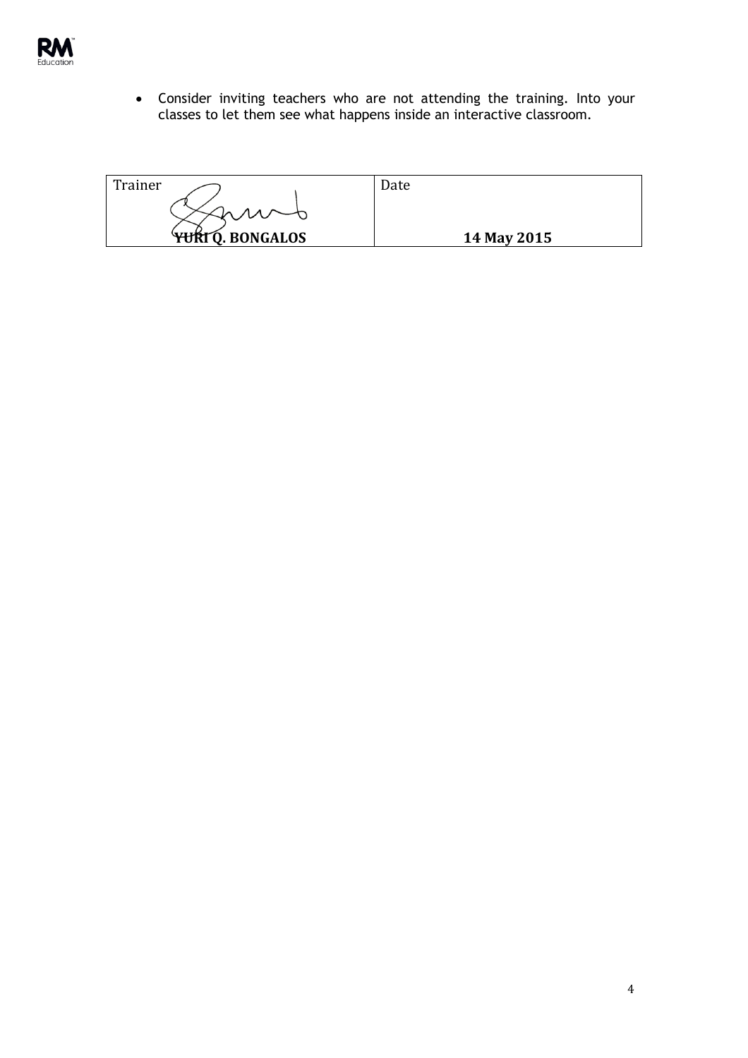- Consider inviting teachers who are not attending the training. Into your classes to let them see what happens inside an interactive classroom.

| Trainer | Date |
| --- | --- |
| **YURI Q. BONGALOS** | **14 May 2015** |